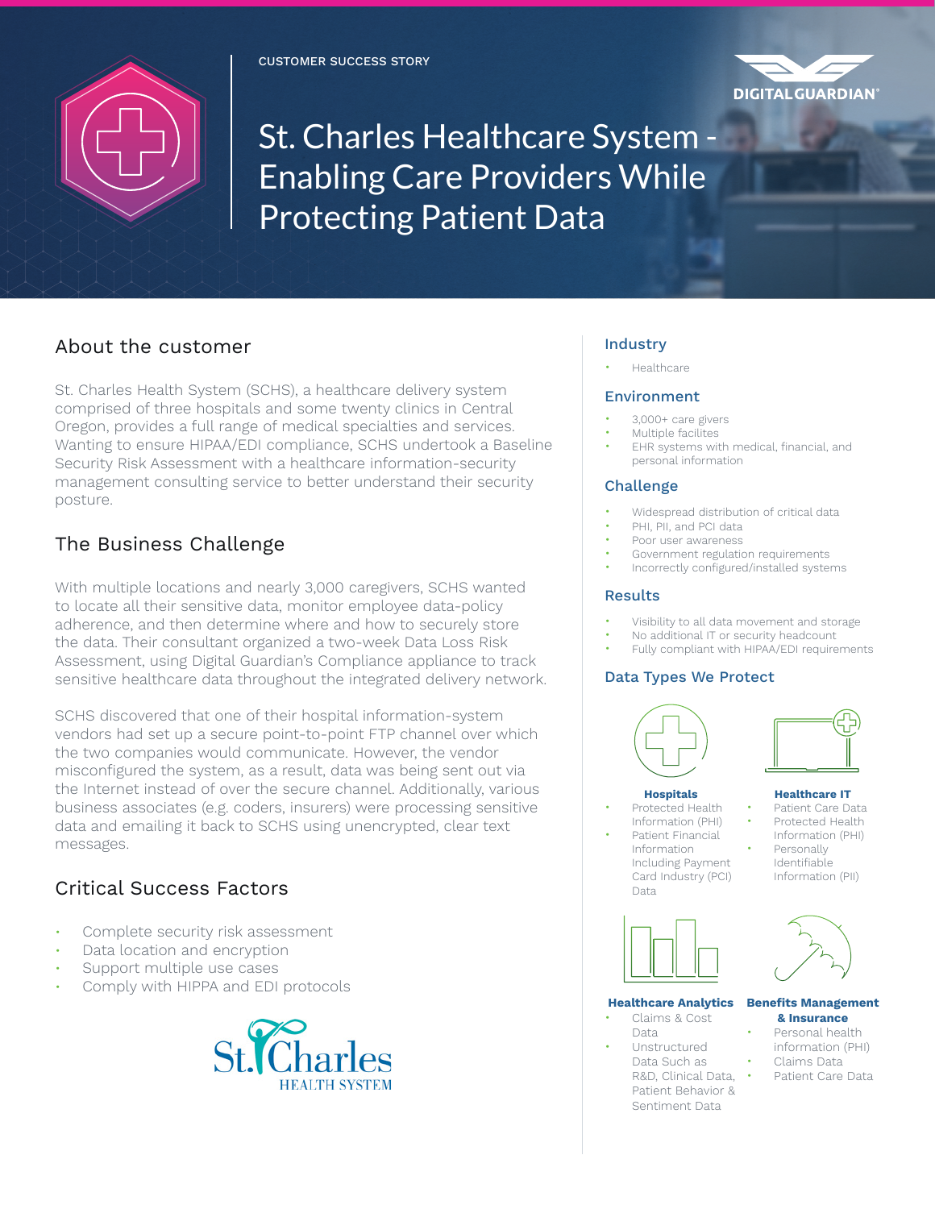CUSTOMER SUCCESS STORY

DIGITALGUARDIAN®

# St. Charles Healthcare System - Enabling Care Providers While Protecting Patient Data

## About the customer

St. Charles Health System (SCHS), a healthcare delivery system comprised of three hospitals and some twenty clinics in Central Oregon, provides a full range of medical specialties and services. Wanting to ensure HIPAA/EDI compliance, SCHS undertook a Baseline Security Risk Assessment with a healthcare information-security management consulting service to better understand their security posture.

## The Business Challenge

With multiple locations and nearly 3,000 caregivers, SCHS wanted to locate all their sensitive data, monitor employee data-policy adherence, and then determine where and how to securely store the data. Their consultant organized a two-week Data Loss Risk Assessment, using Digital Guardian's Compliance appliance to track sensitive healthcare data throughout the integrated delivery network.

SCHS discovered that one of their hospital information-system vendors had set up a secure point-to-point FTP channel over which the two companies would communicate. However, the vendor misconfigured the system, as a result, data was being sent out via the Internet instead of over the secure channel. Additionally, various business associates (e.g. coders, insurers) were processing sensitive data and emailing it back to SCHS using unencrypted, clear text messages.

## Critical Success Factors

- Complete security risk assessment
- Data location and encryption
- Support multiple use cases
- Comply with HIPPA and EDI protocols

St. Charles HEALTH SYSTEM

### Industry

- Healthcare

### Environment

- 3,000+ care givers
- Multiple facilites
- EHR systems with medical, financial, and personal information

### Challenge

- Widespread distribution of critical data
- PHI, PII, and PCI data
- Poor user awareness
- Government regulation requirements
- Incorrectly configured/installed systems

### Results

- Visibility to all data movement and storage
- No additional IT or security headcount
- Fully compliant with HIPAA/EDI requirements

### Data Types We Protect

**Hospitals**

- Protected Health Information (PHI)
- Patient Financial Information Including Payment Card Industry (PCI) Data

**Healthcare IT**

- Patient Care Data
- Protected Health Information (PHI)
- Personally Identifiable Information (PII)

**Healthcare Analytics**

- Claims & Cost Data
- Unstructured Data Such as R&D, Clinical Data, Patient Behavior & Sentiment Data

**Benefits Management & Insurance**

- Personal health information (PHI)
- Claims Data
- Patient Care Data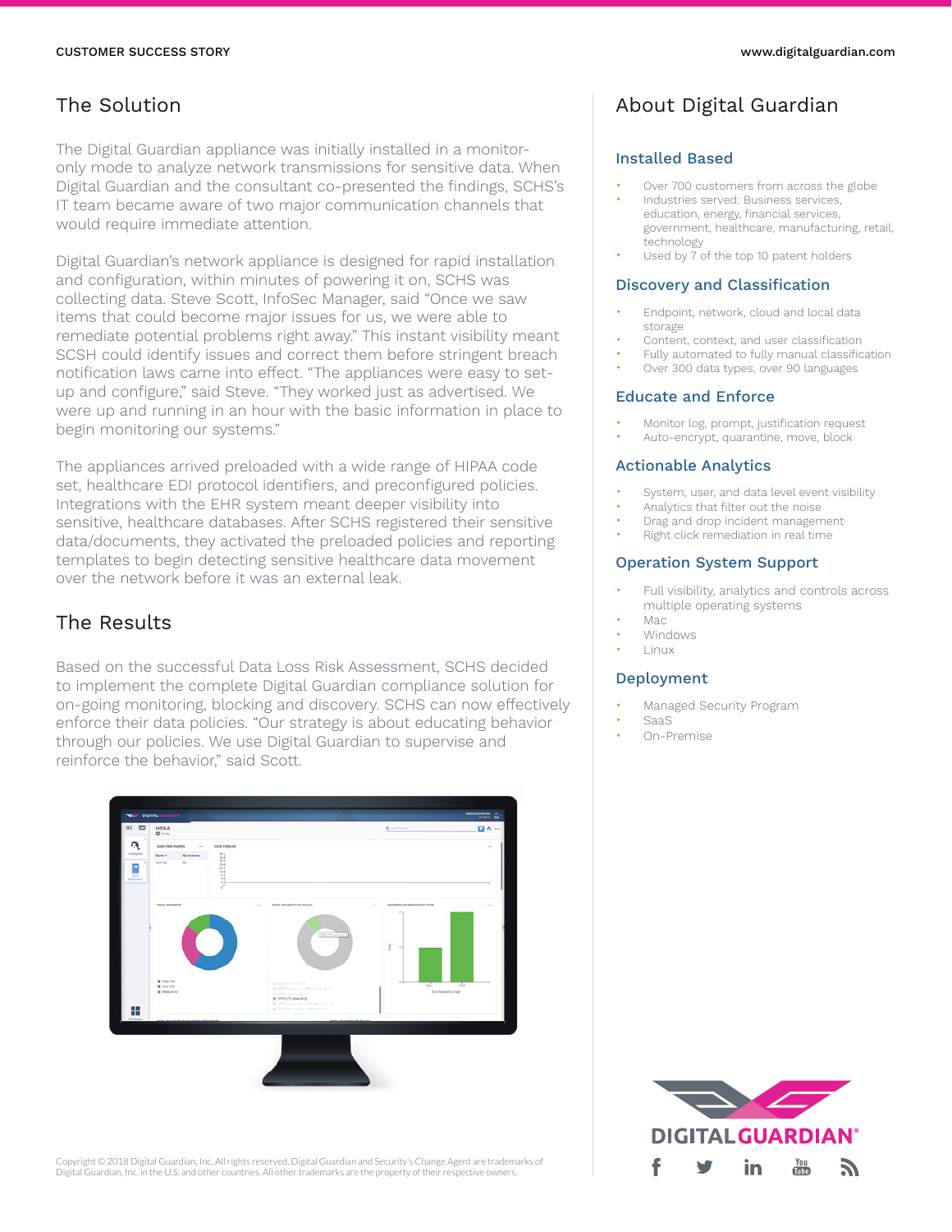## The Solution

The Digital Guardian appliance was initially installed in a monitor-only mode to analyze network transmissions for sensitive data. When Digital Guardian and the consultant co-presented the findings, SCHS's IT team became aware of two major communication channels that would require immediate attention.

Digital Guardian's network appliance is designed for rapid installation and configuration, within minutes of powering it on, SCHS was collecting data. Steve Scott, InfoSec Manager, said "Once we saw items that could become major issues for us, we were able to remediate potential problems right away." This instant visibility meant SCSH could identify issues and correct them before stringent breach notification laws came into effect. "The appliances were easy to set-up and configure," said Steve. "They worked just as advertised. We were up and running in an hour with the basic information in place to begin monitoring our systems."

The appliances arrived preloaded with a wide range of HIPAA code set, healthcare EDI protocol identifiers, and preconfigured policies. Integrations with the EHR system meant deeper visibility into sensitive, healthcare databases. After SCHS registered their sensitive data/documents, they activated the preloaded policies and reporting templates to begin detecting sensitive healthcare data movement over the network before it was an external leak.

## The Results

Based on the successful Data Loss Risk Assessment, SCHS decided to implement the complete Digital Guardian compliance solution for on-going monitoring, blocking and discovery. SCHS can now effectively enforce their data policies. "Our strategy is about educating behavior through our policies. We use Digital Guardian to supervise and reinforce the behavior," said Scott.

## About Digital Guardian

### Installed Based

- Over 700 customers from across the globe
- Industries served: Business services, education, energy, financial services, government, healthcare, manufacturing, retail, technology
- Used by 7 of the top 10 patent holders

### Discovery and Classification

- Endpoint, network, cloud and local data storage
- Content, context, and user classification
- Fully automated to fully manual classification
- Over 300 data types, over 90 languages

### Educate and Enforce

- Monitor log, prompt, justification request
- Auto-encrypt, quarantine, move, block

### Actionable Analytics

- System, user, and data level event visibility
- Analytics that filter out the noise
- Drag and drop incident management
- Right click remediation in real time

### Operation System Support

- Full visibility, analytics and controls across multiple operating systems
- Mac
- Windows
- Linux

### Deployment

- Managed Security Program
- SaaS
- On-Premise

DIGITALGUARDIAN®

Copyright © 2018 Digital Guardian, Inc. All rights reserved. Digital Guardian and Security's Change Agent are trademarks of Digital Guardian, Inc. in the U.S. and other countries. All other trademarks are the property of their respective owners.